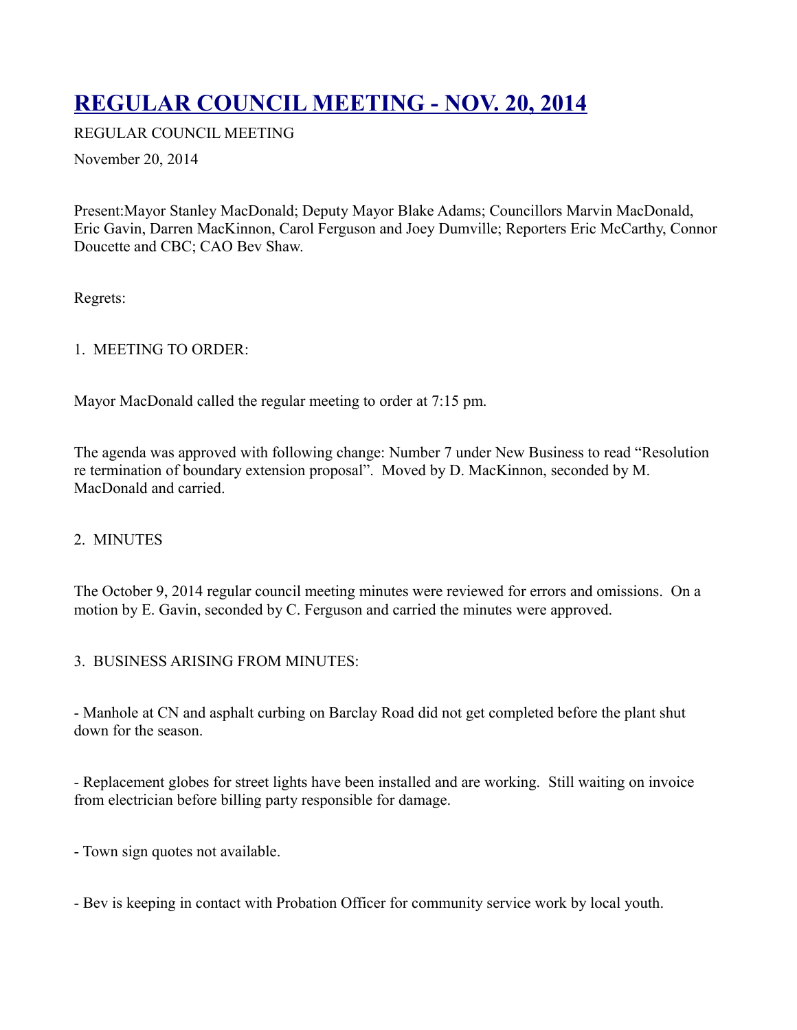# REGULAR COUNCIL MEETING - NOV. 20, 2014

REGULAR COUNCIL MEETING

November 20, 2014

Present:Mayor Stanley MacDonald; Deputy Mayor Blake Adams; Councillors Marvin MacDonald, Eric Gavin, Darren MacKinnon, Carol Ferguson and Joey Dumville; Reporters Eric McCarthy, Connor Doucette and CBC; CAO Bev Shaw.

Regrets:

1. MEETING TO ORDER:

Mayor MacDonald called the regular meeting to order at 7:15 pm.

The agenda was approved with following change: Number 7 under New Business to read "Resolution re termination of boundary extension proposal". Moved by D. MacKinnon, seconded by M. MacDonald and carried.

2. MINUTES

The October 9, 2014 regular council meeting minutes were reviewed for errors and omissions. On a motion by E. Gavin, seconded by C. Ferguson and carried the minutes were approved.

3. BUSINESS ARISING FROM MINUTES:

- Manhole at CN and asphalt curbing on Barclay Road did not get completed before the plant shut down for the season.

- Replacement globes for street lights have been installed and are working. Still waiting on invoice from electrician before billing party responsible for damage.

- Town sign quotes not available.

- Bev is keeping in contact with Probation Officer for community service work by local youth.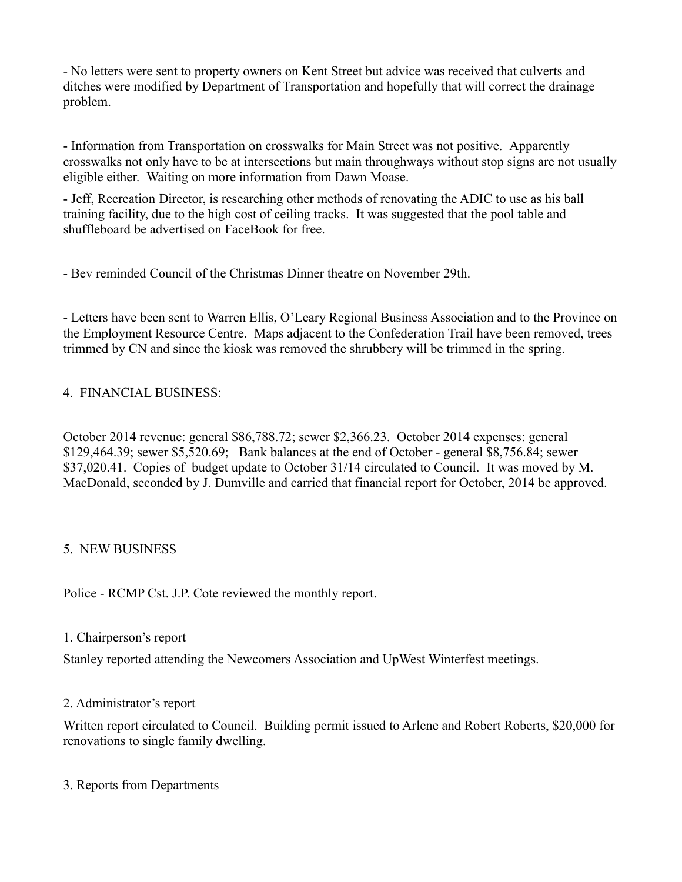- No letters were sent to property owners on Kent Street but advice was received that culverts and ditches were modified by Department of Transportation and hopefully that will correct the drainage problem.

- Information from Transportation on crosswalks for Main Street was not positive. Apparently crosswalks not only have to be at intersections but main throughways without stop signs are not usually eligible either. Waiting on more information from Dawn Moase.

- Jeff, Recreation Director, is researching other methods of renovating the ADIC to use as his ball training facility, due to the high cost of ceiling tracks. It was suggested that the pool table and shuffleboard be advertised on FaceBook for free.

- Bev reminded Council of the Christmas Dinner theatre on November 29th.

- Letters have been sent to Warren Ellis, O'Leary Regional Business Association and to the Province on the Employment Resource Centre. Maps adjacent to the Confederation Trail have been removed, trees trimmed by CN and since the kiosk was removed the shrubbery will be trimmed in the spring.

4. FINANCIAL BUSINESS:

October 2014 revenue: general $86,788.72; sewer $2,366.23. October 2014 expenses: general $129,464.39; sewer $5,520.69; Bank balances at the end of October - general $8,756.84; sewer $37,020.41. Copies of budget update to October 31/14 circulated to Council. It was moved by M. MacDonald, seconded by J. Dumville and carried that financial report for October, 2014 be approved.

5. NEW BUSINESS

Police - RCMP Cst. J.P. Cote reviewed the monthly report.

1. Chairperson's report

Stanley reported attending the Newcomers Association and UpWest Winterfest meetings.

2. Administrator's report

Written report circulated to Council. Building permit issued to Arlene and Robert Roberts, $20,000 for renovations to single family dwelling.

3. Reports from Departments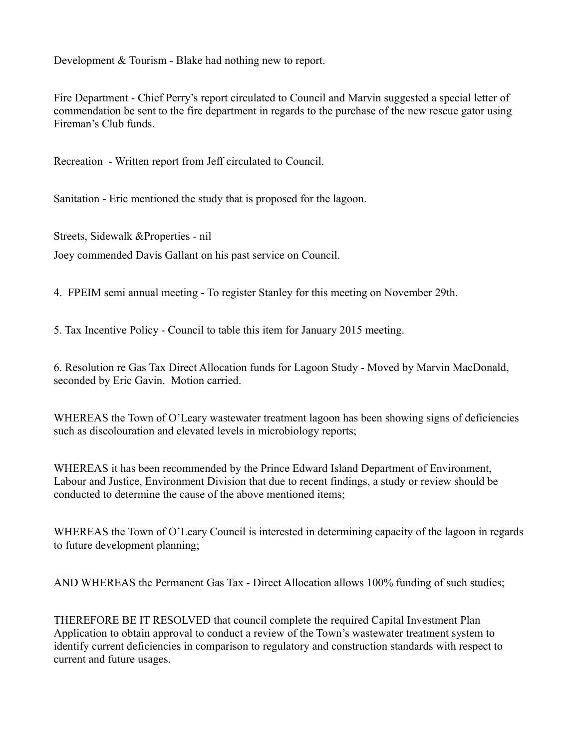Development & Tourism - Blake had nothing new to report.

Fire Department - Chief Perry's report circulated to Council and Marvin suggested a special letter of commendation be sent to the fire department in regards to the purchase of the new rescue gator using Fireman's Club funds.

Recreation - Written report from Jeff circulated to Council.

Sanitation - Eric mentioned the study that is proposed for the lagoon.

Streets, Sidewalk &Properties - nil

Joey commended Davis Gallant on his past service on Council.

4. FPEIM semi annual meeting - To register Stanley for this meeting on November 29th.

5. Tax Incentive Policy - Council to table this item for January 2015 meeting.

6. Resolution re Gas Tax Direct Allocation funds for Lagoon Study - Moved by Marvin MacDonald, seconded by Eric Gavin. Motion carried.

WHEREAS the Town of O'Leary wastewater treatment lagoon has been showing signs of deficiencies such as discolouration and elevated levels in microbiology reports;

WHEREAS it has been recommended by the Prince Edward Island Department of Environment, Labour and Justice, Environment Division that due to recent findings, a study or review should be conducted to determine the cause of the above mentioned items;

WHEREAS the Town of O'Leary Council is interested in determining capacity of the lagoon in regards to future development planning;

AND WHEREAS the Permanent Gas Tax - Direct Allocation allows 100% funding of such studies;

THEREFORE BE IT RESOLVED that council complete the required Capital Investment Plan Application to obtain approval to conduct a review of the Town's wastewater treatment system to identify current deficiencies in comparison to regulatory and construction standards with respect to current and future usages.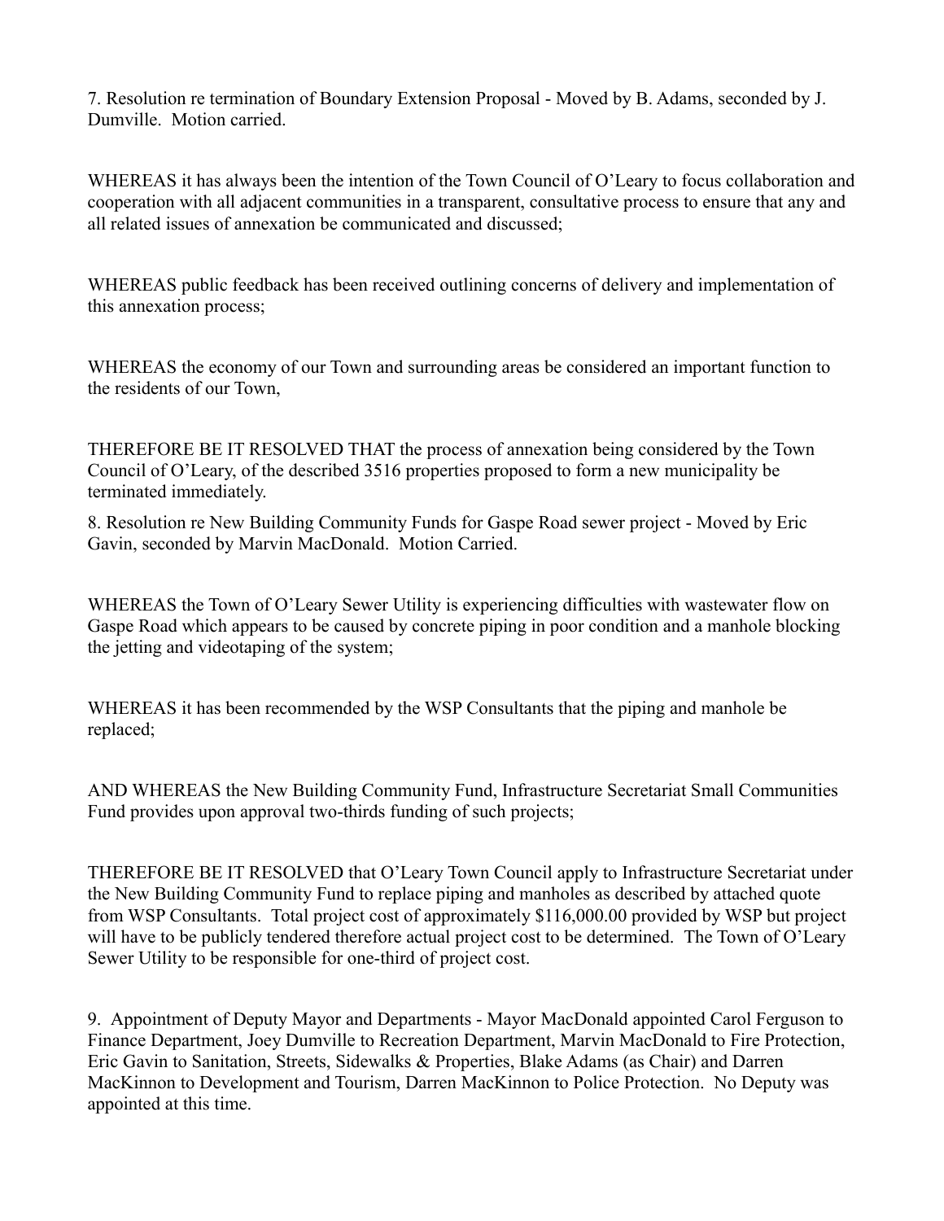7. Resolution re termination of Boundary Extension Proposal - Moved by B. Adams, seconded by J. Dumville. Motion carried.

WHEREAS it has always been the intention of the Town Council of O'Leary to focus collaboration and cooperation with all adjacent communities in a transparent, consultative process to ensure that any and all related issues of annexation be communicated and discussed;

WHEREAS public feedback has been received outlining concerns of delivery and implementation of this annexation process;

WHEREAS the economy of our Town and surrounding areas be considered an important function to the residents of our Town,

THEREFORE BE IT RESOLVED THAT the process of annexation being considered by the Town Council of O'Leary, of the described 3516 properties proposed to form a new municipality be terminated immediately.

8. Resolution re New Building Community Funds for Gaspe Road sewer project - Moved by Eric Gavin, seconded by Marvin MacDonald. Motion Carried.

WHEREAS the Town of O'Leary Sewer Utility is experiencing difficulties with wastewater flow on Gaspe Road which appears to be caused by concrete piping in poor condition and a manhole blocking the jetting and videotaping of the system;

WHEREAS it has been recommended by the WSP Consultants that the piping and manhole be replaced;

AND WHEREAS the New Building Community Fund, Infrastructure Secretariat Small Communities Fund provides upon approval two-thirds funding of such projects;

THEREFORE BE IT RESOLVED that O'Leary Town Council apply to Infrastructure Secretariat under the New Building Community Fund to replace piping and manholes as described by attached quote from WSP Consultants. Total project cost of approximately $116,000.00 provided by WSP but project will have to be publicly tendered therefore actual project cost to be determined. The Town of O'Leary Sewer Utility to be responsible for one-third of project cost.

9. Appointment of Deputy Mayor and Departments - Mayor MacDonald appointed Carol Ferguson to Finance Department, Joey Dumville to Recreation Department, Marvin MacDonald to Fire Protection, Eric Gavin to Sanitation, Streets, Sidewalks & Properties, Blake Adams (as Chair) and Darren MacKinnon to Development and Tourism, Darren MacKinnon to Police Protection. No Deputy was appointed at this time.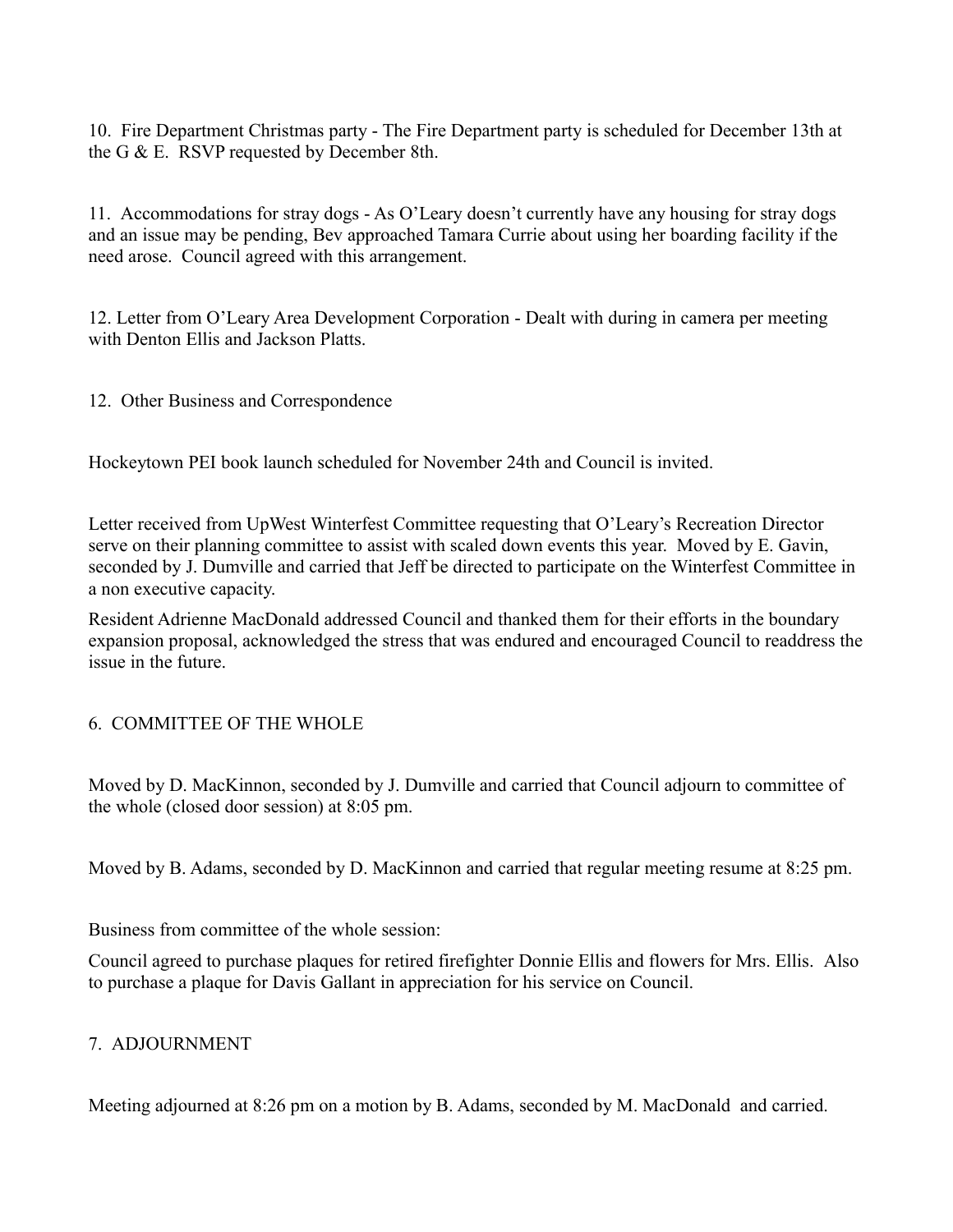10. Fire Department Christmas party - The Fire Department party is scheduled for December 13th at the G & E. RSVP requested by December 8th.

11. Accommodations for stray dogs - As O'Leary doesn't currently have any housing for stray dogs and an issue may be pending, Bev approached Tamara Currie about using her boarding facility if the need arose. Council agreed with this arrangement.

12. Letter from O'Leary Area Development Corporation - Dealt with during in camera per meeting with Denton Ellis and Jackson Platts.

12. Other Business and Correspondence

Hockeytown PEI book launch scheduled for November 24th and Council is invited.

Letter received from UpWest Winterfest Committee requesting that O'Leary's Recreation Director serve on their planning committee to assist with scaled down events this year. Moved by E. Gavin, seconded by J. Dumville and carried that Jeff be directed to participate on the Winterfest Committee in a non executive capacity.

Resident Adrienne MacDonald addressed Council and thanked them for their efforts in the boundary expansion proposal, acknowledged the stress that was endured and encouraged Council to readdress the issue in the future.

## 6. COMMITTEE OF THE WHOLE

Moved by D. MacKinnon, seconded by J. Dumville and carried that Council adjourn to committee of the whole (closed door session) at 8:05 pm.

Moved by B. Adams, seconded by D. MacKinnon and carried that regular meeting resume at 8:25 pm.

Business from committee of the whole session:

Council agreed to purchase plaques for retired firefighter Donnie Ellis and flowers for Mrs. Ellis. Also to purchase a plaque for Davis Gallant in appreciation for his service on Council.

## 7. ADJOURNMENT

Meeting adjourned at 8:26 pm on a motion by B. Adams, seconded by M. MacDonald and carried.